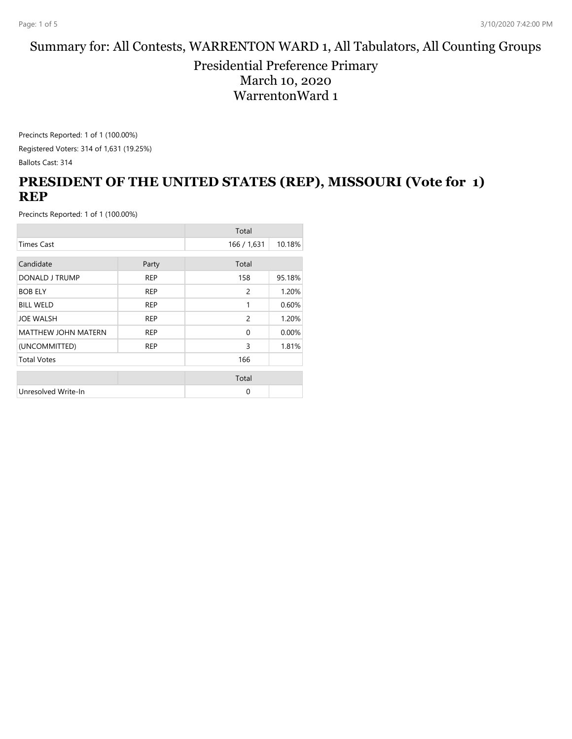# Summary for: All Contests, WARRENTON WARD 1, All Tabulators, All Counting Groups

## Presidential Preference Primary
## March 10, 2020
## WarrentonWard 1

Precincts Reported: 1 of 1 (100.00%)

Registered Voters: 314 of 1,631 (19.25%)

Ballots Cast: 314

## PRESIDENT OF THE UNITED STATES (REP), MISSOURI (Vote for 1) REP

Precincts Reported: 1 of 1 (100.00%)

| | | Total | |
|---|---|---|---|
| Times Cast | | 166 / 1,631 | 10.18% |

| Candidate | Party | Total | |
|---|---|---|---|
| DONALD J TRUMP | REP | 158 | 95.18% |
| BOB ELY | REP | 2 | 1.20% |
| BILL WELD | REP | 1 | 0.60% |
| JOE WALSH | REP | 2 | 1.20% |
| MATTHEW JOHN MATERN | REP | 0 | 0.00% |
| (UNCOMMITTED) | REP | 3 | 1.81% |
| Total Votes | | 166 | |

| | | Total | |
|---|---|---|---|
| Unresolved Write-In | | 0 | |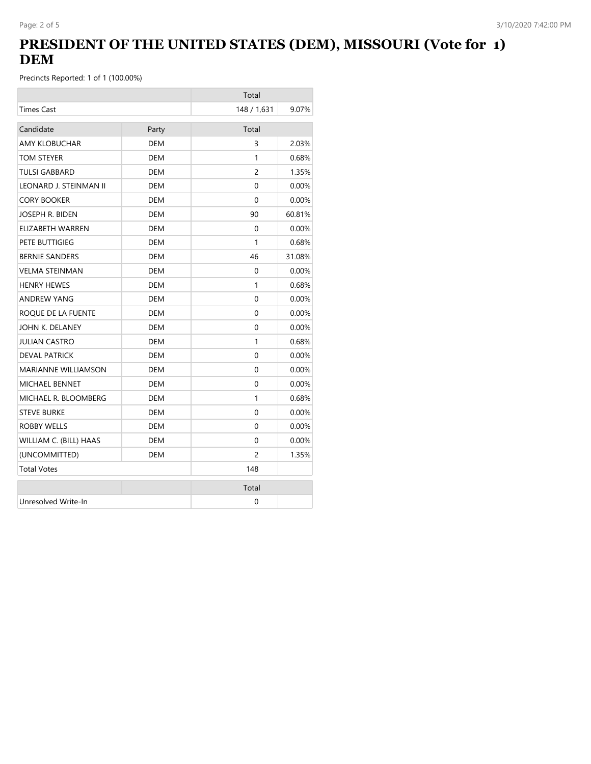# PRESIDENT OF THE UNITED STATES (DEM), MISSOURI (Vote for 1) DEM

Precincts Reported: 1 of 1 (100.00%)

| | | Total | |
|---|---|---|---|
| Times Cast | | 148 / 1,631 | 9.07% |

| Candidate | Party | Total | |
|---|---|---|---|
| AMY KLOBUCHAR | DEM | 3 | 2.03% |
| TOM STEYER | DEM | 1 | 0.68% |
| TULSI GABBARD | DEM | 2 | 1.35% |
| LEONARD J. STEINMAN II | DEM | 0 | 0.00% |
| CORY BOOKER | DEM | 0 | 0.00% |
| JOSEPH R. BIDEN | DEM | 90 | 60.81% |
| ELIZABETH WARREN | DEM | 0 | 0.00% |
| PETE BUTTIGIEG | DEM | 1 | 0.68% |
| BERNIE SANDERS | DEM | 46 | 31.08% |
| VELMA STEINMAN | DEM | 0 | 0.00% |
| HENRY HEWES | DEM | 1 | 0.68% |
| ANDREW YANG | DEM | 0 | 0.00% |
| ROQUE DE LA FUENTE | DEM | 0 | 0.00% |
| JOHN K. DELANEY | DEM | 0 | 0.00% |
| JULIAN CASTRO | DEM | 1 | 0.68% |
| DEVAL PATRICK | DEM | 0 | 0.00% |
| MARIANNE WILLIAMSON | DEM | 0 | 0.00% |
| MICHAEL BENNET | DEM | 0 | 0.00% |
| MICHAEL R. BLOOMBERG | DEM | 1 | 0.68% |
| STEVE BURKE | DEM | 0 | 0.00% |
| ROBBY WELLS | DEM | 0 | 0.00% |
| WILLIAM C. (BILL) HAAS | DEM | 0 | 0.00% |
| (UNCOMMITTED) | DEM | 2 | 1.35% |
| Total Votes | | 148 | |

| | | Total | |
|---|---|---|---|
| Unresolved Write-In | | 0 | |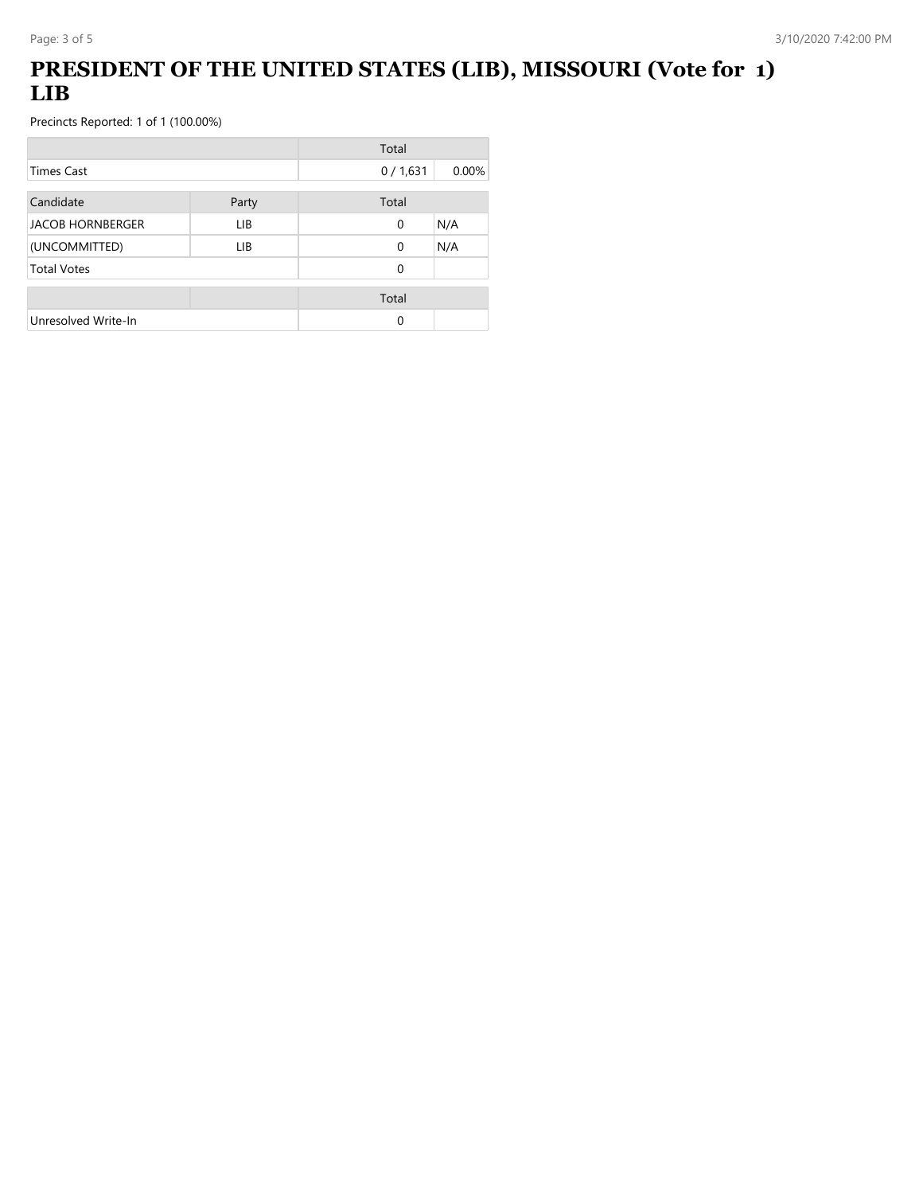# PRESIDENT OF THE UNITED STATES (LIB), MISSOURI (Vote for 1) LIB

Precincts Reported: 1 of 1 (100.00%)

| | Total | |
|---|---|---|
| Times Cast | 0 / 1,631 | 0.00% |

| Candidate | Party | Total | |
|---|---|---|---|
| JACOB HORNBERGER | LIB | 0 | N/A |
| (UNCOMMITTED) | LIB | 0 | N/A |
| Total Votes | | 0 | |

| | | Total | |
|---|---|---|---|
| Unresolved Write-In | | 0 | |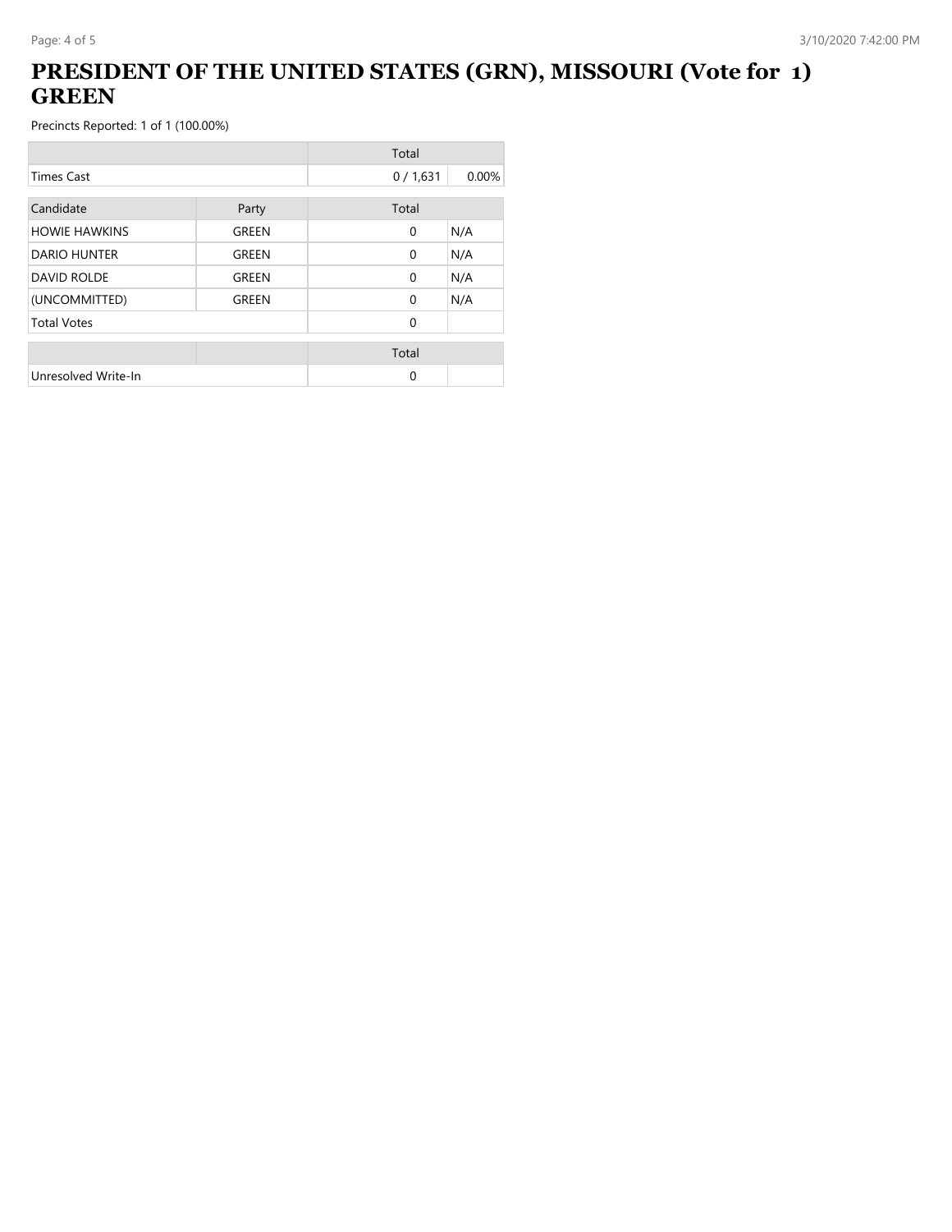# PRESIDENT OF THE UNITED STATES (GRN), MISSOURI (Vote for 1) GREEN

Precincts Reported: 1 of 1 (100.00%)

| | Total | |
|---|---|---|
| Times Cast | 0 / 1,631 | 0.00% |

| Candidate | Party | Total | |
|---|---|---|---|
| HOWIE HAWKINS | GREEN | 0 | N/A |
| DARIO HUNTER | GREEN | 0 | N/A |
| DAVID ROLDE | GREEN | 0 | N/A |
| (UNCOMMITTED) | GREEN | 0 | N/A |
| Total Votes | | 0 | |

| | | Total | |
|---|---|---|---|
| Unresolved Write-In | | 0 | |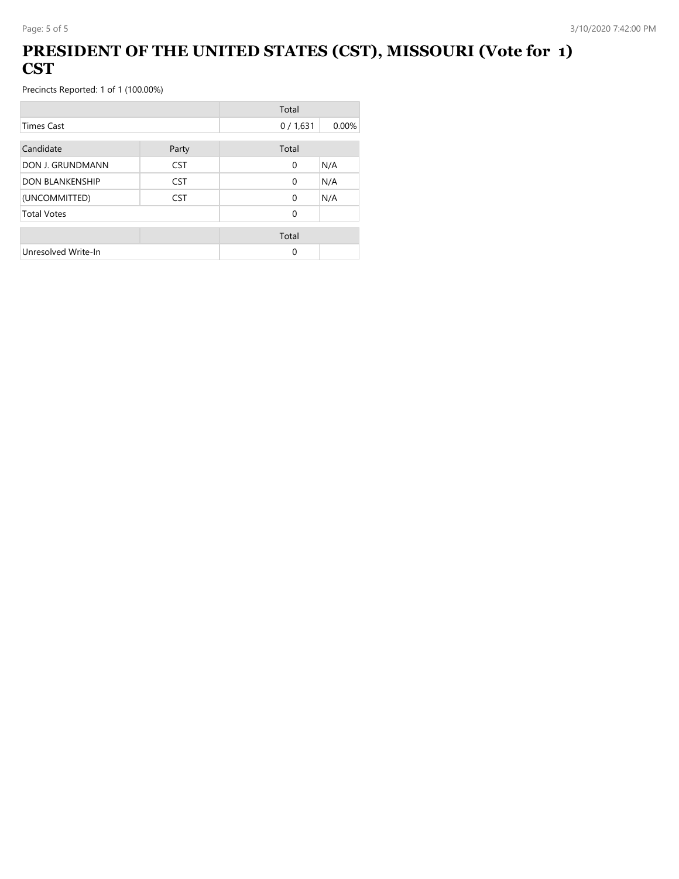# PRESIDENT OF THE UNITED STATES (CST), MISSOURI (Vote for 1) CST

Precincts Reported: 1 of 1 (100.00%)

| | Total | |
|---|---|---|
| Times Cast | 0 / 1,631 | 0.00% |

| Candidate | Party | Total | |
|---|---|---|---|
| DON J. GRUNDMANN | CST | 0 | N/A |
| DON BLANKENSHIP | CST | 0 | N/A |
| (UNCOMMITTED) | CST | 0 | N/A |
| Total Votes | | 0 | |

| | | Total | |
|---|---|---|---|
| Unresolved Write-In | | 0 | |